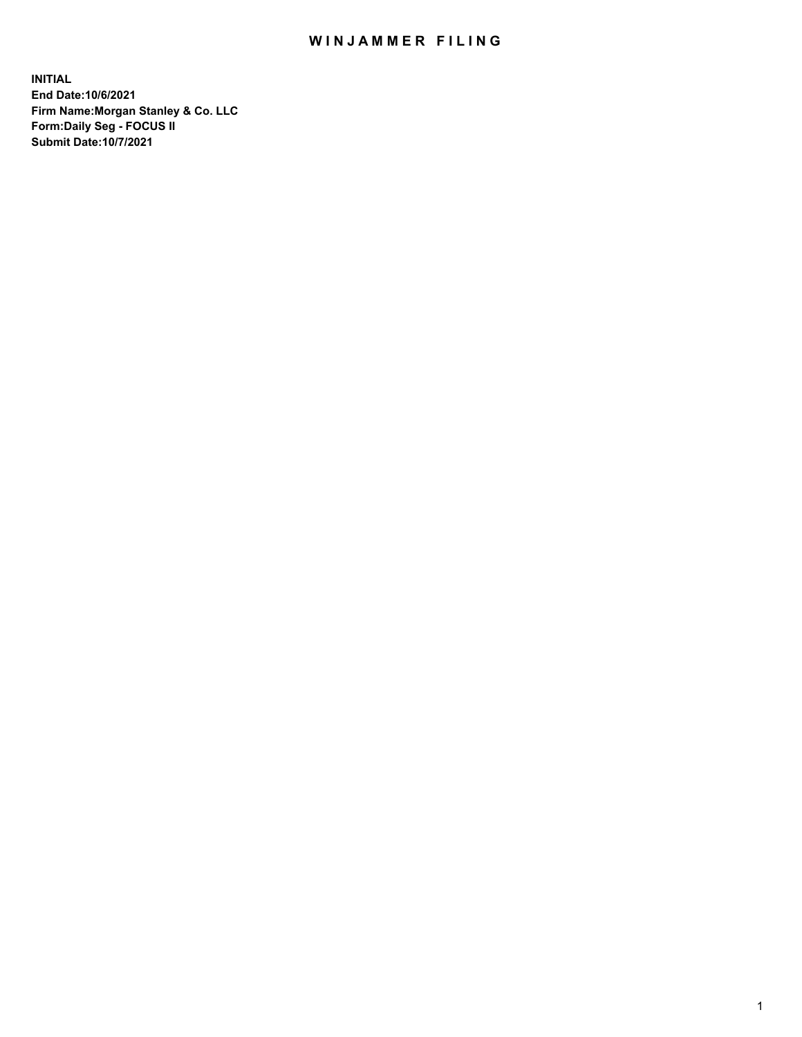# WINJAMMER FILING

**INITIAL**
**End Date:10/6/2021**
**Firm Name:Morgan Stanley & Co. LLC**
**Form:Daily Seg - FOCUS II**
**Submit Date:10/7/2021**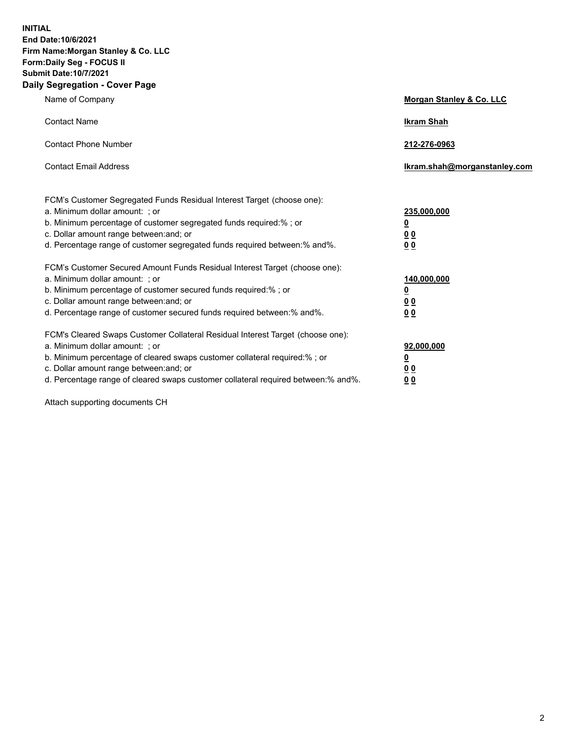**INITIAL**
**End Date:10/6/2021**
**Firm Name:Morgan Stanley & Co. LLC**
**Form:Daily Seg - FOCUS II**
**Submit Date:10/7/2021**
**Daily Segregation - Cover Page**

| | |
|---|---|
| Name of Company | **Morgan Stanley & Co. LLC** |
| Contact Name | **Ikram Shah** |
| Contact Phone Number | **212-276-0963** |
| Contact Email Address | **Ikram.shah@morganstanley.com** |

| | |
|---|---|
| FCM's Customer Segregated Funds Residual Interest Target (choose one): | |
| a. Minimum dollar amount: ; or | **235,000,000** |
| b. Minimum percentage of customer segregated funds required:% ; or | **0** |
| c. Dollar amount range between:and; or | **0 0** |
| d. Percentage range of customer segregated funds required between:% and%. | **0 0** |
| FCM's Customer Secured Amount Funds Residual Interest Target (choose one): | |
| a. Minimum dollar amount: ; or | **140,000,000** |
| b. Minimum percentage of customer secured funds required:% ; or | **0** |
| c. Dollar amount range between:and; or | **0 0** |
| d. Percentage range of customer secured funds required between:% and%. | **0 0** |
| FCM's Cleared Swaps Customer Collateral Residual Interest Target (choose one): | |
| a. Minimum dollar amount: ; or | **92,000,000** |
| b. Minimum percentage of cleared swaps customer collateral required:% ; or | **0** |
| c. Dollar amount range between:and; or | **0 0** |
| d. Percentage range of cleared swaps customer collateral required between:% and%. | **0 0** |

Attach supporting documents CH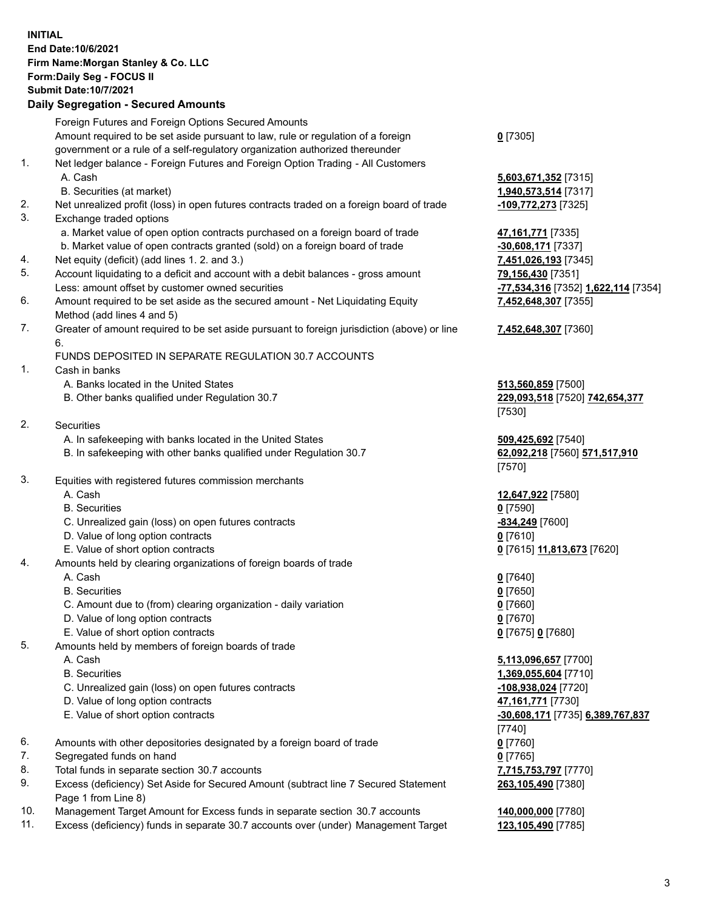**INITIAL**
**End Date:10/6/2021**
**Firm Name:Morgan Stanley & Co. LLC**
**Form:Daily Seg - FOCUS II**
**Submit Date:10/7/2021**

## Daily Segregation - Secured Amounts

| | | |
|---|---|---|
| | Foreign Futures and Foreign Options Secured Amounts | |
| | Amount required to be set aside pursuant to law, rule or regulation of a foreign government or a rule of a self-regulatory organization authorized thereunder | **0** [7305] |
| 1. | Net ledger balance - Foreign Futures and Foreign Option Trading - All Customers | |
| | A. Cash | **5,603,671,352** [7315] |
| | B. Securities (at market) | **1,940,573,514** [7317] |
| 2. | Net unrealized profit (loss) in open futures contracts traded on a foreign board of trade | **-109,772,273** [7325] |
| 3. | Exchange traded options | |
| | a. Market value of open option contracts purchased on a foreign board of trade | **47,161,771** [7335] |
| | b. Market value of open contracts granted (sold) on a foreign board of trade | **-30,608,171** [7337] |
| 4. | Net equity (deficit) (add lines 1. 2. and 3.) | **7,451,026,193** [7345] |
| 5. | Account liquidating to a deficit and account with a debit balances - gross amount | **79,156,430** [7351] |
| | Less: amount offset by customer owned securities | **-77,534,316** [7352] **1,622,114** [7354] |
| 6. | Amount required to be set aside as the secured amount - Net Liquidating Equity Method (add lines 4 and 5) | **7,452,648,307** [7355] |
| 7. | Greater of amount required to be set aside pursuant to foreign jurisdiction (above) or line 6. | **7,452,648,307** [7360] |
| | FUNDS DEPOSITED IN SEPARATE REGULATION 30.7 ACCOUNTS | |
| 1. | Cash in banks | |
| | A. Banks located in the United States | **513,560,859** [7500] |
| | B. Other banks qualified under Regulation 30.7 | **229,093,518** [7520] **742,654,377** [7530] |
| 2. | Securities | |
| | A. In safekeeping with banks located in the United States | **509,425,692** [7540] |
| | B. In safekeeping with other banks qualified under Regulation 30.7 | **62,092,218** [7560] **571,517,910** [7570] |
| 3. | Equities with registered futures commission merchants | |
| | A. Cash | **12,647,922** [7580] |
| | B. Securities | **0** [7590] |
| | C. Unrealized gain (loss) on open futures contracts | **-834,249** [7600] |
| | D. Value of long option contracts | **0** [7610] |
| | E. Value of short option contracts | **0** [7615] **11,813,673** [7620] |
| 4. | Amounts held by clearing organizations of foreign boards of trade | |
| | A. Cash | **0** [7640] |
| | B. Securities | **0** [7650] |
| | C. Amount due to (from) clearing organization - daily variation | **0** [7660] |
| | D. Value of long option contracts | **0** [7670] |
| | E. Value of short option contracts | **0** [7675] **0** [7680] |
| 5. | Amounts held by members of foreign boards of trade | |
| | A. Cash | **5,113,096,657** [7700] |
| | B. Securities | **1,369,055,604** [7710] |
| | C. Unrealized gain (loss) on open futures contracts | **-108,938,024** [7720] |
| | D. Value of long option contracts | **47,161,771** [7730] |
| | E. Value of short option contracts | **-30,608,171** [7735] **6,389,767,837** [7740] |
| 6. | Amounts with other depositories designated by a foreign board of trade | **0** [7760] |
| 7. | Segregated funds on hand | **0** [7765] |
| 8. | Total funds in separate section 30.7 accounts | **7,715,753,797** [7770] |
| 9. | Excess (deficiency) Set Aside for Secured Amount (subtract line 7 Secured Statement Page 1 from Line 8) | **263,105,490** [7380] |
| 10. | Management Target Amount for Excess funds in separate section 30.7 accounts | **140,000,000** [7780] |
| 11. | Excess (deficiency) funds in separate 30.7 accounts over (under) Management Target | **123,105,490** [7785] |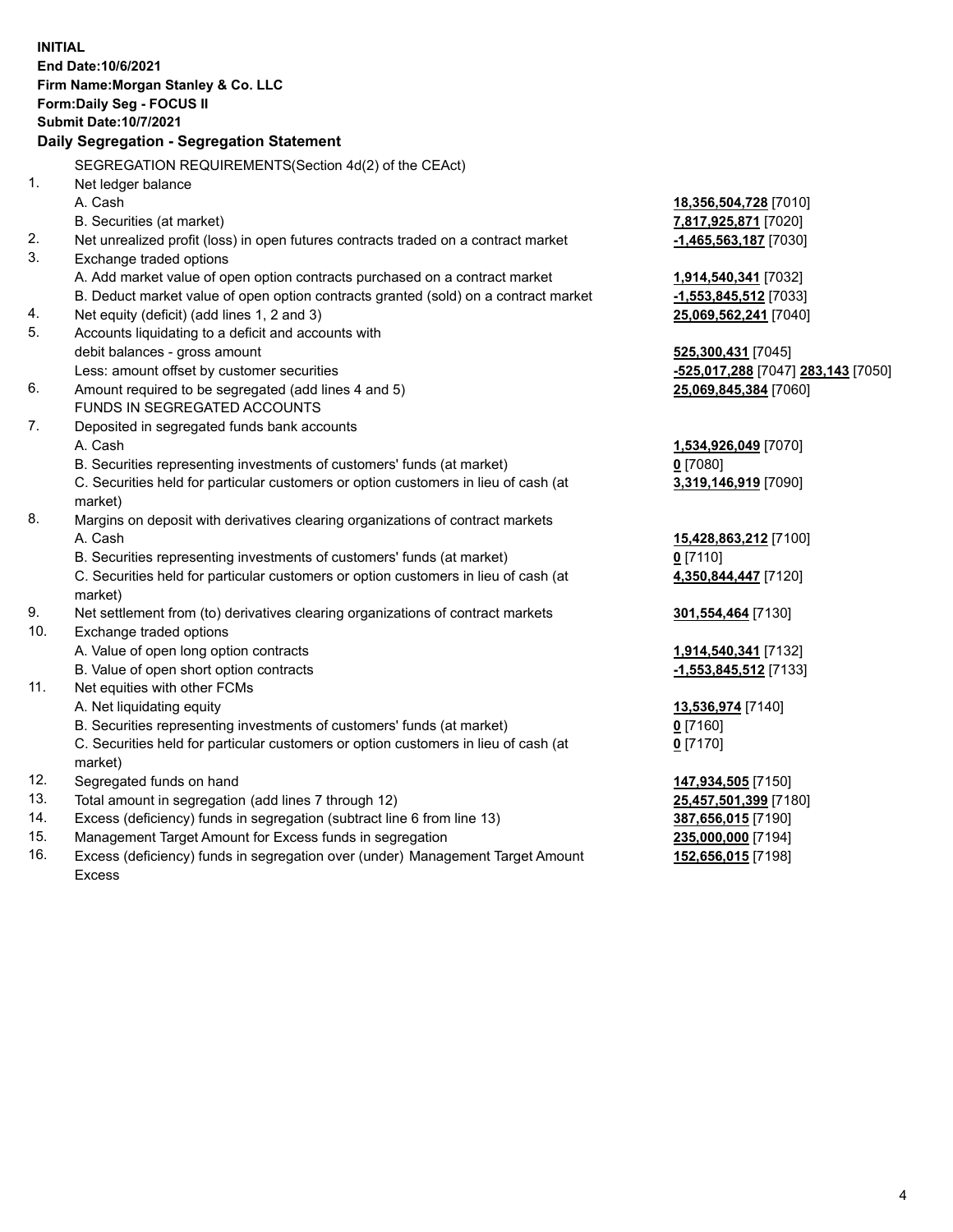**INITIAL**
**End Date:10/6/2021**
**Firm Name:Morgan Stanley & Co. LLC**
**Form:Daily Seg - FOCUS II**
**Submit Date:10/7/2021**

**Daily Segregation - Segregation Statement**

SEGREGATION REQUIREMENTS(Section 4d(2) of the CEAct)

| | | |
|---|---|---|
| 1. | Net ledger balance | |
| | A. Cash | **18,356,504,728** [7010] |
| | B. Securities (at market) | **7,817,925,871** [7020] |
| 2. | Net unrealized profit (loss) in open futures contracts traded on a contract market | **-1,465,563,187** [7030] |
| 3. | Exchange traded options | |
| | A. Add market value of open option contracts purchased on a contract market | **1,914,540,341** [7032] |
| | B. Deduct market value of open option contracts granted (sold) on a contract market | **-1,553,845,512** [7033] |
| 4. | Net equity (deficit) (add lines 1, 2 and 3) | **25,069,562,241** [7040] |
| 5. | Accounts liquidating to a deficit and accounts with debit balances - gross amount | **525,300,431** [7045] |
| | Less: amount offset by customer securities | **-525,017,288** [7047] **283,143** [7050] |
| 6. | Amount required to be segregated (add lines 4 and 5) | **25,069,845,384** [7060] |
| | FUNDS IN SEGREGATED ACCOUNTS | |
| 7. | Deposited in segregated funds bank accounts | |
| | A. Cash | **1,534,926,049** [7070] |
| | B. Securities representing investments of customers' funds (at market) | **0** [7080] |
| | C. Securities held for particular customers or option customers in lieu of cash (at market) | **3,319,146,919** [7090] |
| 8. | Margins on deposit with derivatives clearing organizations of contract markets | |
| | A. Cash | **15,428,863,212** [7100] |
| | B. Securities representing investments of customers' funds (at market) | **0** [7110] |
| | C. Securities held for particular customers or option customers in lieu of cash (at market) | **4,350,844,447** [7120] |
| 9. | Net settlement from (to) derivatives clearing organizations of contract markets | **301,554,464** [7130] |
| 10. | Exchange traded options | |
| | A. Value of open long option contracts | **1,914,540,341** [7132] |
| | B. Value of open short option contracts | **-1,553,845,512** [7133] |
| 11. | Net equities with other FCMs | |
| | A. Net liquidating equity | **13,536,974** [7140] |
| | B. Securities representing investments of customers' funds (at market) | **0** [7160] |
| | C. Securities held for particular customers or option customers in lieu of cash (at market) | **0** [7170] |
| 12. | Segregated funds on hand | **147,934,505** [7150] |
| 13. | Total amount in segregation (add lines 7 through 12) | **25,457,501,399** [7180] |
| 14. | Excess (deficiency) funds in segregation (subtract line 6 from line 13) | **387,656,015** [7190] |
| 15. | Management Target Amount for Excess funds in segregation | **235,000,000** [7194] |
| 16. | Excess (deficiency) funds in segregation over (under) Management Target Amount Excess | **152,656,015** [7198] |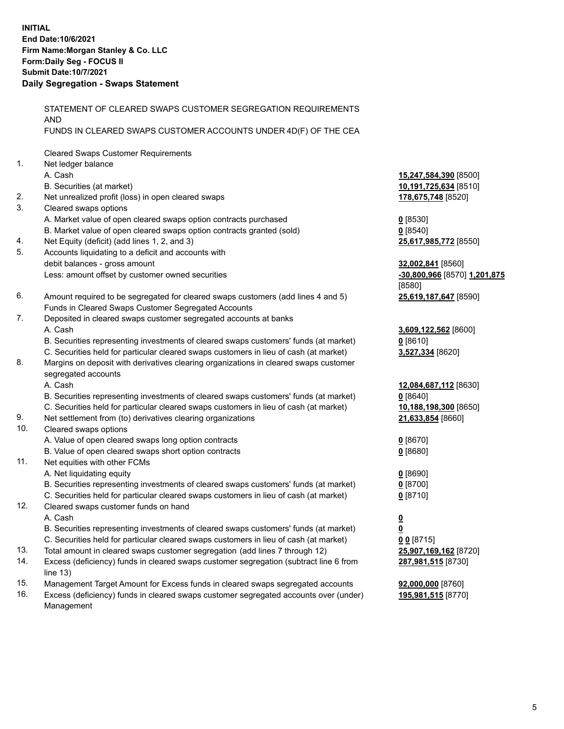**INITIAL**
**End Date:10/6/2021**
**Firm Name:Morgan Stanley & Co. LLC**
**Form:Daily Seg - FOCUS II**
**Submit Date:10/7/2021**
**Daily Segregation - Swaps Statement**

STATEMENT OF CLEARED SWAPS CUSTOMER SEGREGATION REQUIREMENTS AND FUNDS IN CLEARED SWAPS CUSTOMER ACCOUNTS UNDER 4D(F) OF THE CEA

| | | |
|---|---|---|
| | Cleared Swaps Customer Requirements | |
| 1. | Net ledger balance | |
| | A. Cash | **15,247,584,390** [8500] |
| | B. Securities (at market) | **10,191,725,634** [8510] |
| 2. | Net unrealized profit (loss) in open cleared swaps | **178,675,748** [8520] |
| 3. | Cleared swaps options | |
| | A. Market value of open cleared swaps option contracts purchased | **0** [8530] |
| | B. Market value of open cleared swaps option contracts granted (sold) | **0** [8540] |
| 4. | Net Equity (deficit) (add lines 1, 2, and 3) | **25,617,985,772** [8550] |
| 5. | Accounts liquidating to a deficit and accounts with debit balances - gross amount | **32,002,841** [8560] |
| | Less: amount offset by customer owned securities | **-30,800,966** [8570] **1,201,875** [8580] |
| 6. | Amount required to be segregated for cleared swaps customers (add lines 4 and 5) | **25,619,187,647** [8590] |
| | Funds in Cleared Swaps Customer Segregated Accounts | |
| 7. | Deposited in cleared swaps customer segregated accounts at banks | |
| | A. Cash | **3,609,122,562** [8600] |
| | B. Securities representing investments of cleared swaps customers' funds (at market) | **0** [8610] |
| | C. Securities held for particular cleared swaps customers in lieu of cash (at market) | **3,527,334** [8620] |
| 8. | Margins on deposit with derivatives clearing organizations in cleared swaps customer segregated accounts | |
| | A. Cash | **12,084,687,112** [8630] |
| | B. Securities representing investments of cleared swaps customers' funds (at market) | **0** [8640] |
| | C. Securities held for particular cleared swaps customers in lieu of cash (at market) | **10,188,198,300** [8650] |
| 9. | Net settlement from (to) derivatives clearing organizations | **21,633,854** [8660] |
| 10. | Cleared swaps options | |
| | A. Value of open cleared swaps long option contracts | **0** [8670] |
| | B. Value of open cleared swaps short option contracts | **0** [8680] |
| 11. | Net equities with other FCMs | |
| | A. Net liquidating equity | **0** [8690] |
| | B. Securities representing investments of cleared swaps customers' funds (at market) | **0** [8700] |
| | C. Securities held for particular cleared swaps customers in lieu of cash (at market) | **0** [8710] |
| 12. | Cleared swaps customer funds on hand | |
| | A. Cash | **0** |
| | B. Securities representing investments of cleared swaps customers' funds (at market) | **0** |
| | C. Securities held for particular cleared swaps customers in lieu of cash (at market) | **0** **0** [8715] |
| 13. | Total amount in cleared swaps customer segregation (add lines 7 through 12) | **25,907,169,162** [8720] |
| 14. | Excess (deficiency) funds in cleared swaps customer segregation (subtract line 6 from line 13) | **287,981,515** [8730] |
| 15. | Management Target Amount for Excess funds in cleared swaps segregated accounts | **92,000,000** [8760] |
| 16. | Excess (deficiency) funds in cleared swaps customer segregated accounts over (under) Management | **195,981,515** [8770] |